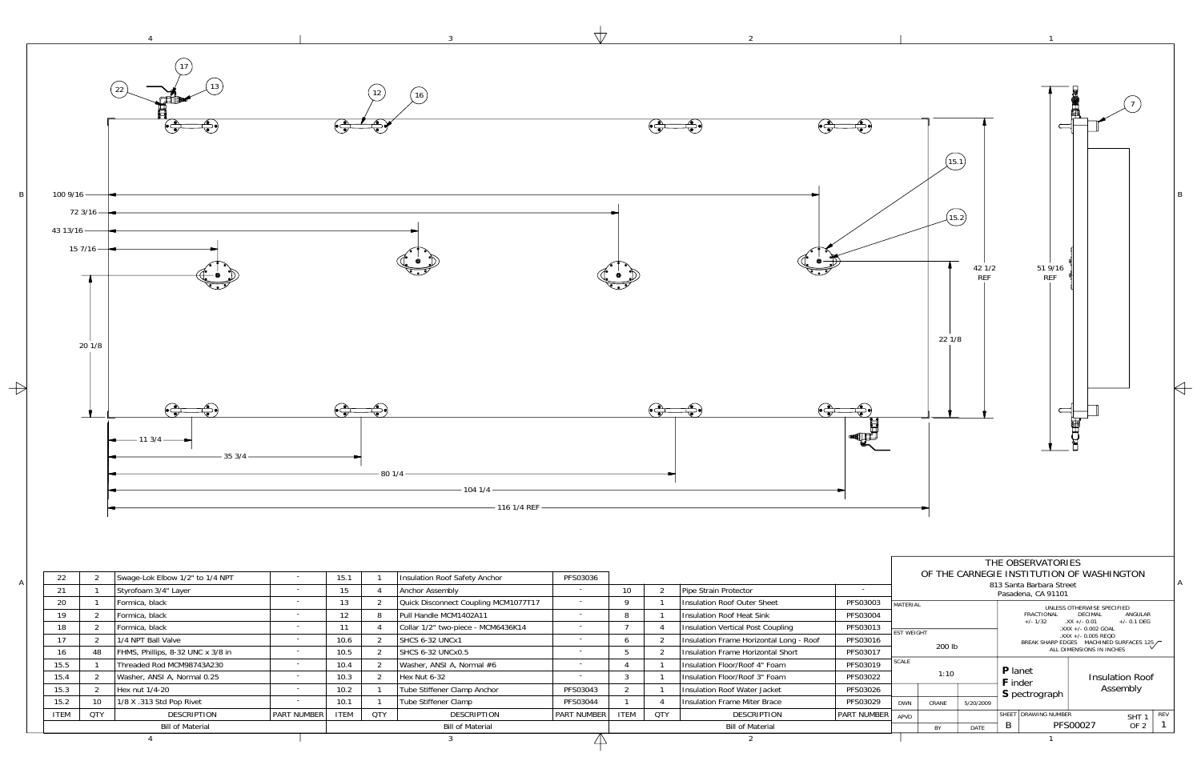| ITEM | QTY | DESCRIPTION | PART NUMBER |
|---|---|---|---|
| 22 | 2 | Swage-Lok Elbow 1/2" to 1/4 NPT | - |
| 21 | 1 | Styrofoam 3/4" Layer | - |
| 20 | 1 | Formica, black | - |
| 19 | 2 | Formica, black | - |
| 18 | 2 | Formica, black | - |
| 17 | 2 | 1/4 NPT Ball Valve | - |
| 16 | 48 | FHMS, Phillips, 8-32 UNC x 3/8 in | - |
| 15.5 | 1 | Threaded Rod MCM98743A230 | - |
| 15.4 | 2 | Washer, ANSI A, Normal 0.25 | - |
| 15.3 | 2 | Hex nut 1/4-20 | - |
| 15.2 | 10 | 1/8 X .313 Std Pop Rivet | - |
| 15.1 | 1 | Insulation Roof Safety Anchor | PFS03036 |
| 15 | 4 | Anchor Assembly | - |
| 13 | 2 | Quick Disconnect Coupling MCM1077T17 | - |
| 12 | 8 | Pull Handle MCM1402A11 | - |
| 11 | 4 | Collar 1/2" two-piece - MCM6436K14 | - |
| 10.6 | 2 | SHCS 6-32 UNCx1 | - |
| 10.5 | 2 | SHCS 6-32 UNCx0.5 | - |
| 10.4 | 2 | Washer, ANSI A, Normal #6 | - |
| 10.3 | 2 | Hex Nut 6-32 | - |
| 10.2 | 1 | Tube Stiffener Clamp Anchor | PFS03043 |
| 10.1 | 1 | Tube Stiffener Clamp | PFS03044 |
| 10 | 2 | Pipe Strain Protector | - |
| 9 | 1 | Insulation Roof Outer Sheet | PFS03003 |
| 8 | 1 | Insulation Roof Heat Sink | PFS03004 |
| 7 | 4 | Insulation Vertical Post Coupling | PFS03013 |
| 6 | 2 | Insulation Frame Horizontal Long - Roof | PFS03016 |
| 5 | 2 | Insulation Frame Horizontal Short | PFS03017 |
| 4 | 1 | Insulation Floor/Roof 4" Foam | PFS03019 |
| 3 | 1 | Insulation Floor/Roof 3" Foam | PFS03022 |
| 2 | 1 | Insulation Roof Water Jacket | PFS03026 |
| 1 | 4 | Insulation Frame Miter Brace | PFS03029 |

Bill of Material

Dimensions: 100 9/16, 72 3/16, 43 13/16, 15 7/16, 20 1/8, 11 3/4, 35 3/4, 80 1/4, 104 1/4, 116 1/4 REF, 42 1/2 REF, 22 1/8, 51 9/16 REF

Balloons: 17, 22, 13, 12, 16, 15.1, 15.2, 7

THE OBSERVATORIES OF THE CARNEGIE INSTITUTION OF WASHINGTON
813 Santa Barbara Street
Pasadena, CA 91101

| MATERIAL | | |
|---|---|---|
| EST WEIGHT | 200 lb | |
| SCALE | 1:10 | |
| DWN | CRANE | 5/20/2009 |
| APVD | | |
| | BY | DATE |

UNLESS OTHERWISE SPECIFIED
FRACTIONAL +/- 1/32 · DECIMAL .XX +/- 0.01, .XXX +/- 0.002 GOAL, .XXX +/- 0.005 REQD · ANGULAR +/- 0.1 DEG
BREAK SHARP EDGES · MACHINED SURFACES 125
ALL DIMENSIONS IN INCHES

**P**lanet **F**inder **S**pectrograph

Insulation Roof Assembly

| SHEET | DRAWING NUMBER | | REV |
|---|---|---|---|
| B | PFS00027 | SHT 1 OF 2 | 1 |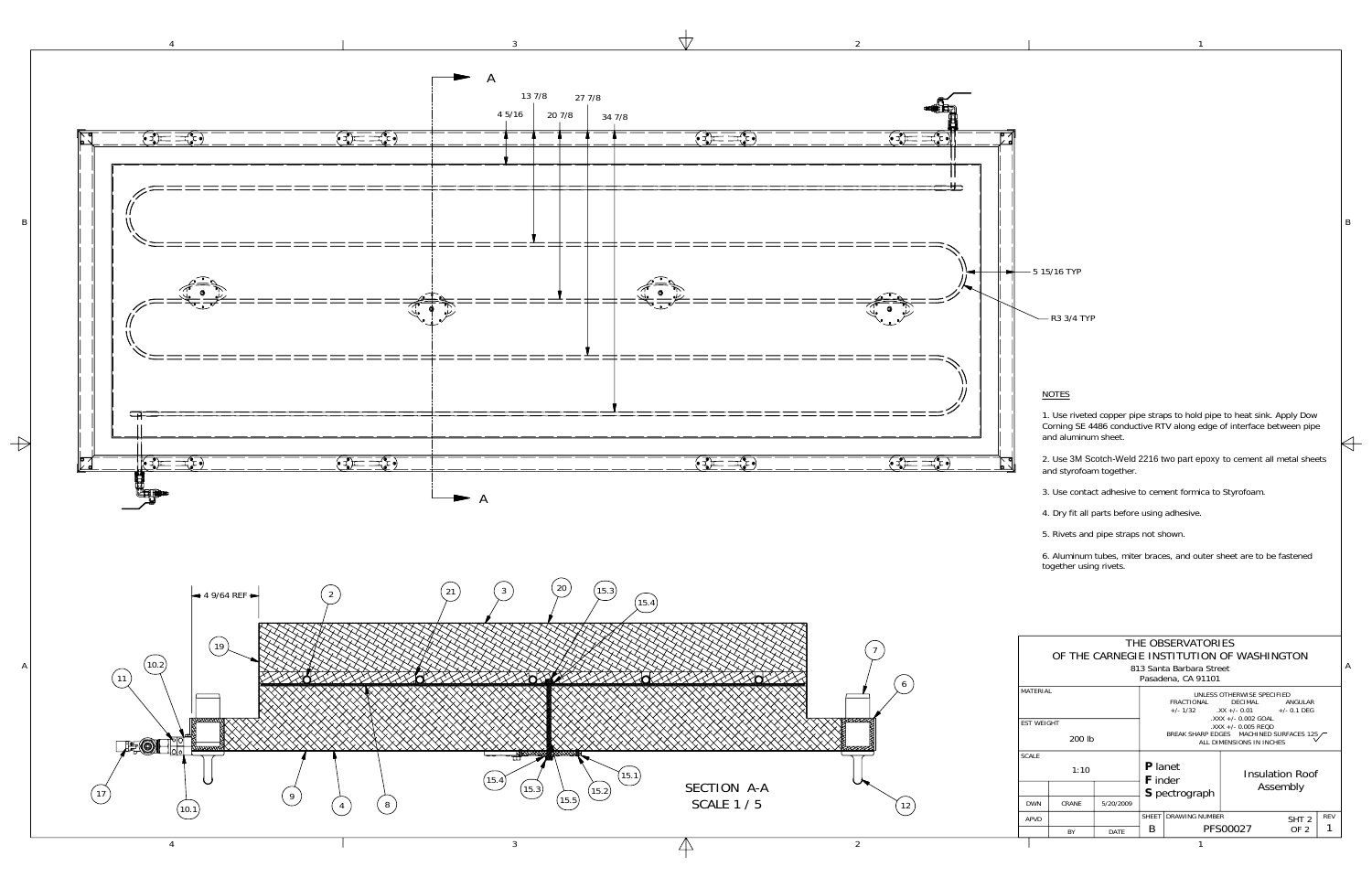A

13 7/8

27 7/8

4 5/16

20 7/8

34 7/8

5 15/16 TYP

R3 3/4 TYP

A

## NOTES

1. Use riveted copper pipe straps to hold pipe to heat sink. Apply Dow Corning SE 4486 conductive RTV along edge of interface between pipe and aluminum sheet.
2. Use 3M Scotch-Weld 2216 two part epoxy to cement all metal sheets and styrofoam together.
3. Use contact adhesive to cement formica to Styrofoam.
4. Dry fit all parts before using adhesive.
5. Rivets and pipe straps not shown.
6. Aluminum tubes, miter braces, and outer sheet are to be fastened together using rivets.

4 9/64 REF

2 21 3 20 15.3 15.4 19 7 6 10.2 11 17 10.1 9 4 8 15.4 15.3 15.5 15.2 15.1 12

SECTION A-A
SCALE 1 / 5

THE OBSERVATORIES
OF THE CARNEGIE INSTITUTION OF WASHINGTON
813 Santa Barbara Street
Pasadena, CA 91101

| | | | | | |
|---|---|---|---|---|---|
| MATERIAL | | UNLESS OTHERWISE SPECIFIED<br>FRACTIONAL +/- 1/32; DECIMAL .XX +/- 0.01, .XXX +/- 0.002 GOAL, .XXX +/- 0.005 REQD; ANGULAR +/- 0.1 DEG<br>BREAK SHARP EDGES; MACHINED SURFACES 125<br>ALL DIMENSIONS IN INCHES | | | |
| EST WEIGHT | 200 lb | | | | |
| SCALE | 1:10 | **P**lanet **F**inder **S**pectrograph | Insulation Roof Assembly | | |
| DWN | CRANE | 5/20/2009 | | | |
| APVD | | SHEET B | DRAWING NUMBER PFS00027 | SHT 2 OF 2 | REV 1 |
| | BY | DATE | | | |